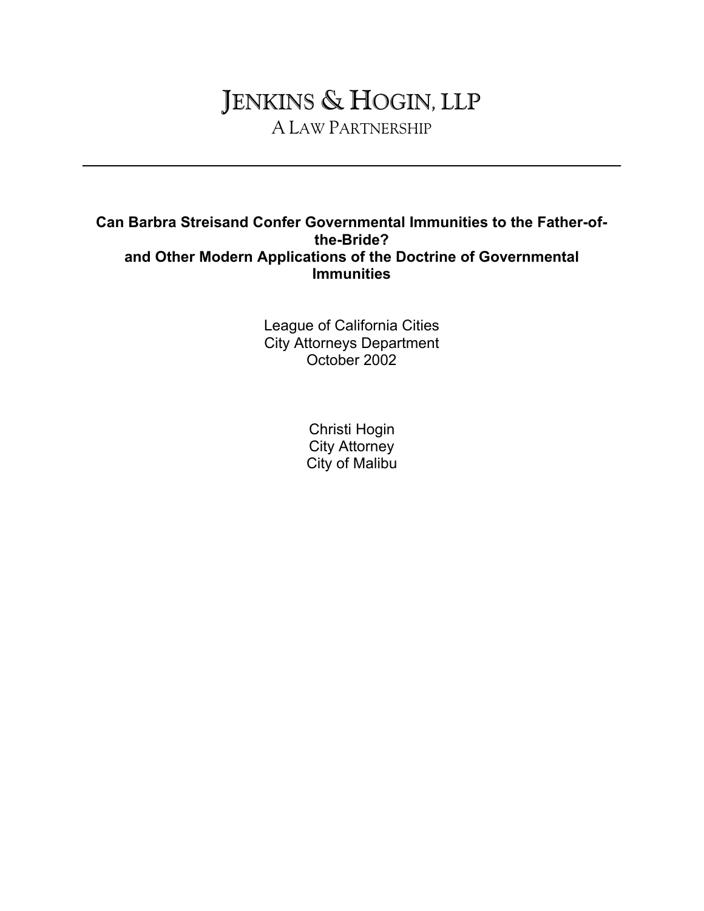# JENKINS & HOGIN, LLP

A LAW PARTNERSHIP

---

**Can Barbra Streisand Confer Governmental Immunities to the Father-of-the-Bride?**
**and Other Modern Applications of the Doctrine of Governmental Immunities**

League of California Cities
City Attorneys Department
October 2002

Christi Hogin
City Attorney
City of Malibu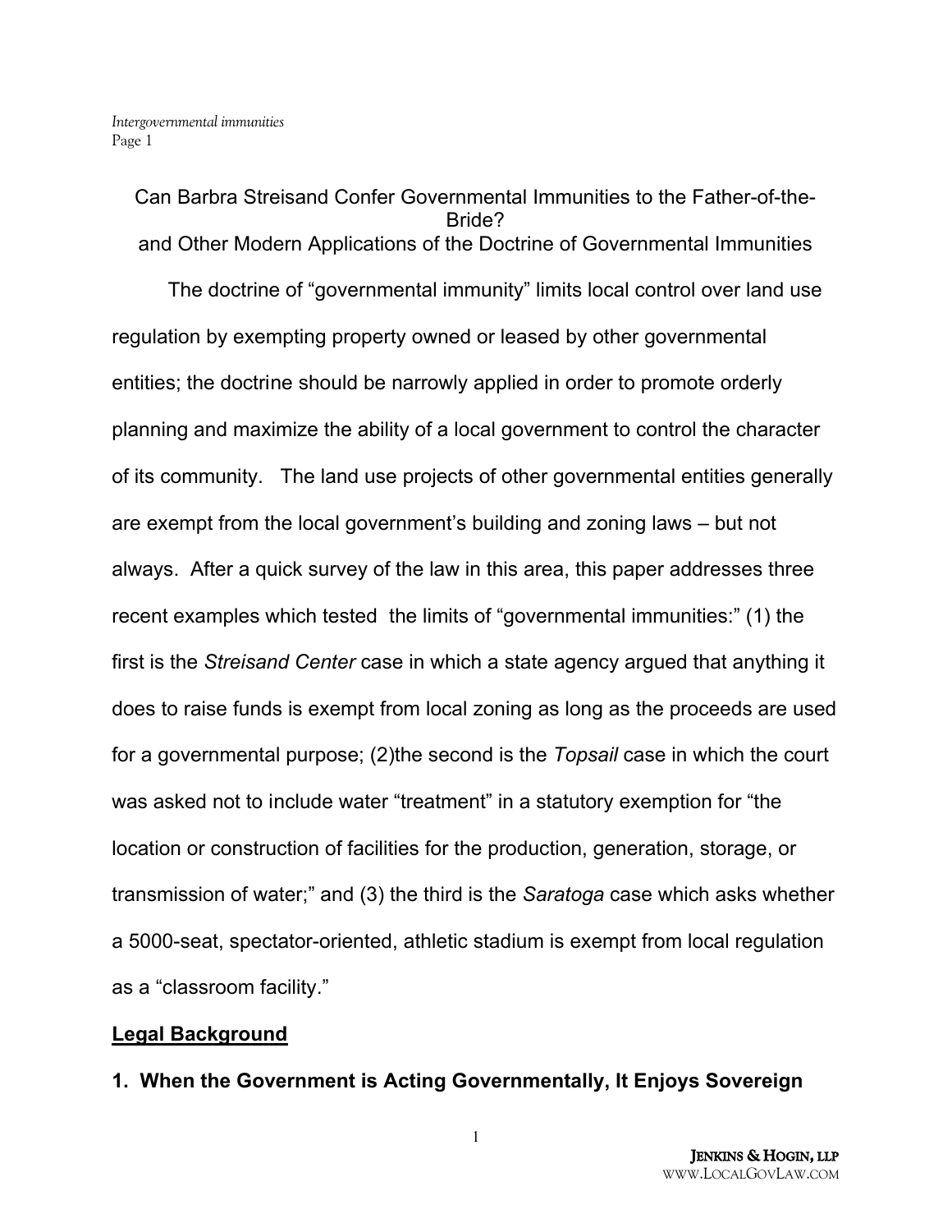Can Barbra Streisand Confer Governmental Immunities to the Father-of-the-Bride?
and Other Modern Applications of the Doctrine of Governmental Immunities

The doctrine of "governmental immunity" limits local control over land use regulation by exempting property owned or leased by other governmental entities; the doctrine should be narrowly applied in order to promote orderly planning and maximize the ability of a local government to control the character of its community. The land use projects of other governmental entities generally are exempt from the local government's building and zoning laws – but not always. After a quick survey of the law in this area, this paper addresses three recent examples which tested the limits of "governmental immunities:" (1) the first is the *Streisand Center* case in which a state agency argued that anything it does to raise funds is exempt from local zoning as long as the proceeds are used for a governmental purpose; (2)the second is the *Topsail* case in which the court was asked not to include water "treatment" in a statutory exemption for "the location or construction of facilities for the production, generation, storage, or transmission of water;" and (3) the third is the *Saratoga* case which asks whether a 5000-seat, spectator-oriented, athletic stadium is exempt from local regulation as a "classroom facility."

**Legal Background**

**1. When the Government is Acting Governmentally, It Enjoys Sovereign**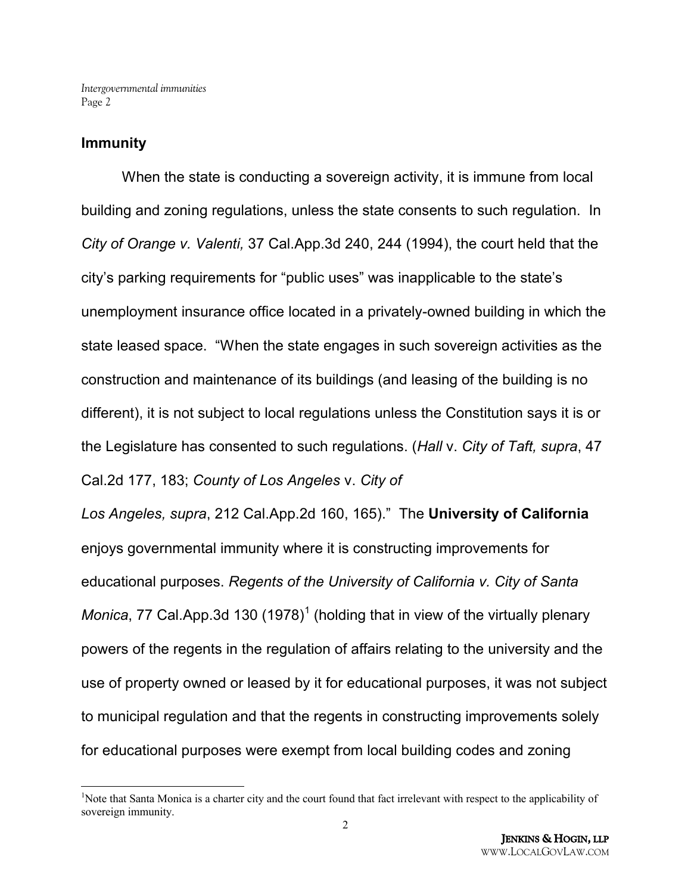## Immunity

When the state is conducting a sovereign activity, it is immune from local building and zoning regulations, unless the state consents to such regulation. In *City of Orange v. Valenti,* 37 Cal.App.3d 240, 244 (1994), the court held that the city's parking requirements for "public uses" was inapplicable to the state's unemployment insurance office located in a privately-owned building in which the state leased space. "When the state engages in such sovereign activities as the construction and maintenance of its buildings (and leasing of the building is no different), it is not subject to local regulations unless the Constitution says it is or the Legislature has consented to such regulations. (*Hall* v. *City of Taft, supra*, 47 Cal.2d 177, 183; *County of Los Angeles* v. *City of Los Angeles, supra*, 212 Cal.App.2d 160, 165)." The **University of California** enjoys governmental immunity where it is constructing improvements for educational purposes. *Regents of the University of California v. City of Santa Monica*, 77 Cal.App.3d 130 (1978)[1] (holding that in view of the virtually plenary powers of the regents in the regulation of affairs relating to the university and the use of property owned or leased by it for educational purposes, it was not subject to municipal regulation and that the regents in constructing improvements solely for educational purposes were exempt from local building codes and zoning

[1]Note that Santa Monica is a charter city and the court found that fact irrelevant with respect to the applicability of sovereign immunity.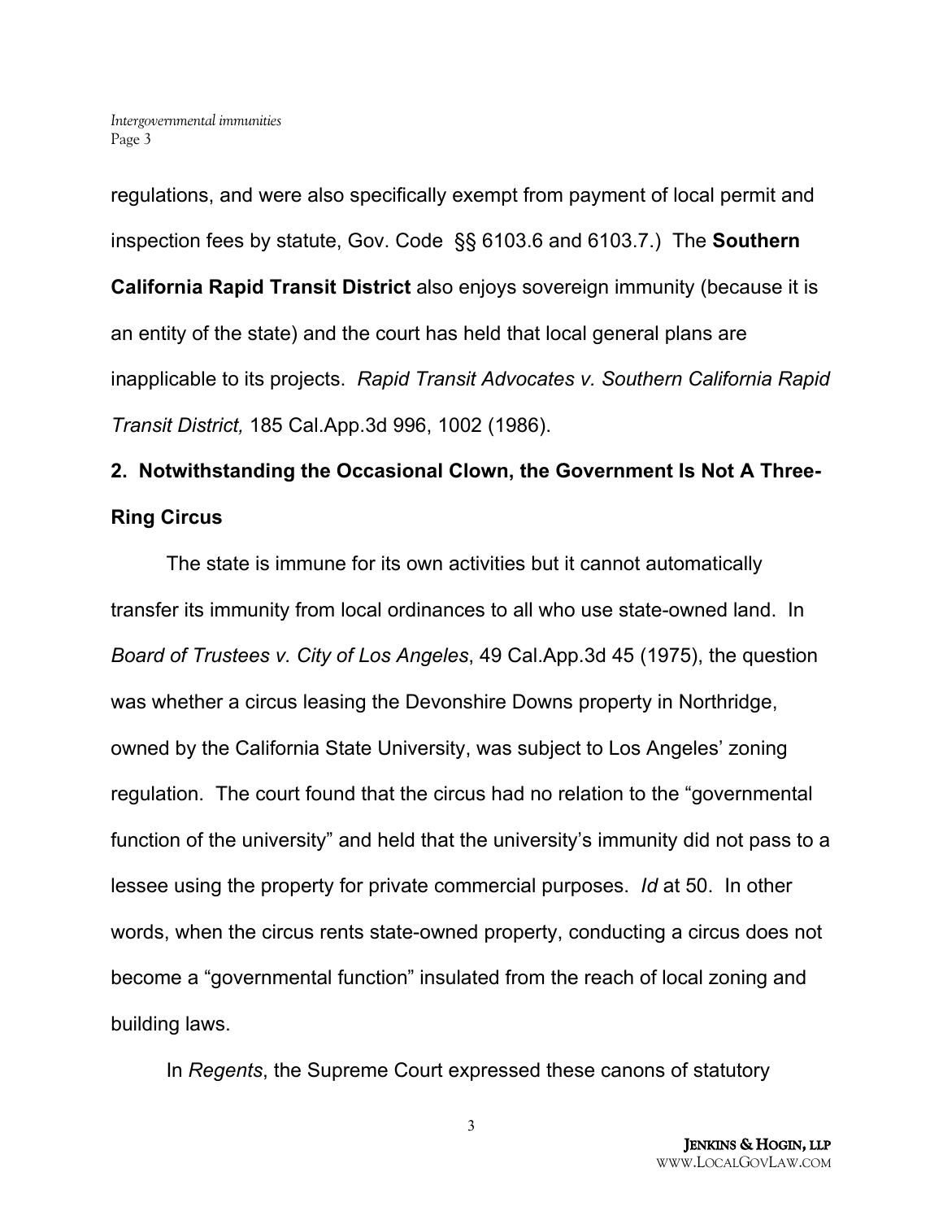regulations, and were also specifically exempt from payment of local permit and inspection fees by statute, Gov. Code §§ 6103.6 and 6103.7.) The **Southern California Rapid Transit District** also enjoys sovereign immunity (because it is an entity of the state) and the court has held that local general plans are inapplicable to its projects. *Rapid Transit Advocates v. Southern California Rapid Transit District,* 185 Cal.App.3d 996, 1002 (1986).

## 2. Notwithstanding the Occasional Clown, the Government Is Not A Three-Ring Circus

The state is immune for its own activities but it cannot automatically transfer its immunity from local ordinances to all who use state-owned land. In *Board of Trustees v. City of Los Angeles*, 49 Cal.App.3d 45 (1975), the question was whether a circus leasing the Devonshire Downs property in Northridge, owned by the California State University, was subject to Los Angeles' zoning regulation. The court found that the circus had no relation to the "governmental function of the university" and held that the university's immunity did not pass to a lessee using the property for private commercial purposes. *Id* at 50. In other words, when the circus rents state-owned property, conducting a circus does not become a "governmental function" insulated from the reach of local zoning and building laws.

In *Regents*, the Supreme Court expressed these canons of statutory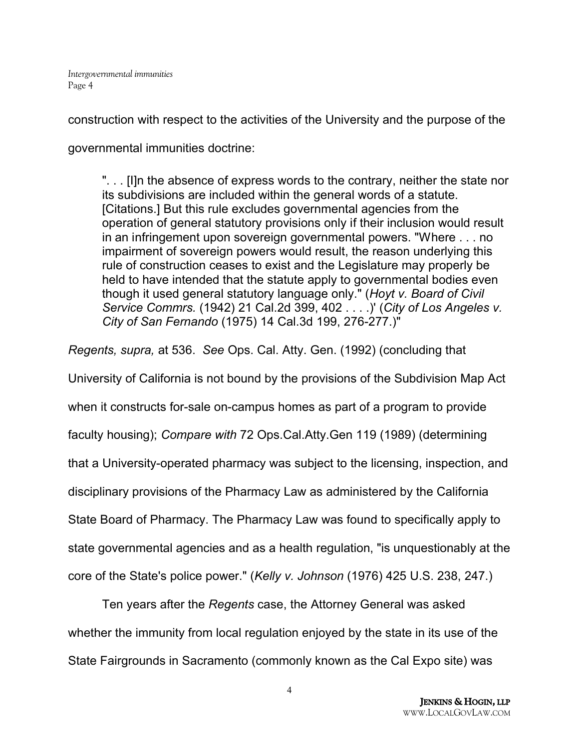construction with respect to the activities of the University and the purpose of the governmental immunities doctrine:

> ". . . [I]n the absence of express words to the contrary, neither the state nor its subdivisions are included within the general words of a statute. [Citations.] But this rule excludes governmental agencies from the operation of general statutory provisions only if their inclusion would result in an infringement upon sovereign governmental powers. "Where . . . no impairment of sovereign powers would result, the reason underlying this rule of construction ceases to exist and the Legislature may properly be held to have intended that the statute apply to governmental bodies even though it used general statutory language only." (*Hoyt v. Board of Civil Service Commrs.* (1942) 21 Cal.2d 399, 402 . . . .)' (*City of Los Angeles v. City of San Fernando* (1975) 14 Cal.3d 199, 276-277.)"

*Regents, supra,* at 536. *See* Ops. Cal. Atty. Gen. (1992) (concluding that University of California is not bound by the provisions of the Subdivision Map Act when it constructs for-sale on-campus homes as part of a program to provide faculty housing); *Compare with* 72 Ops.Cal.Atty.Gen 119 (1989) (determining that a University-operated pharmacy was subject to the licensing, inspection, and disciplinary provisions of the Pharmacy Law as administered by the California State Board of Pharmacy. The Pharmacy Law was found to specifically apply to state governmental agencies and as a health regulation, "is unquestionably at the core of the State's police power." (*Kelly v. Johnson* (1976) 425 U.S. 238, 247.)

Ten years after the *Regents* case, the Attorney General was asked whether the immunity from local regulation enjoyed by the state in its use of the State Fairgrounds in Sacramento (commonly known as the Cal Expo site) was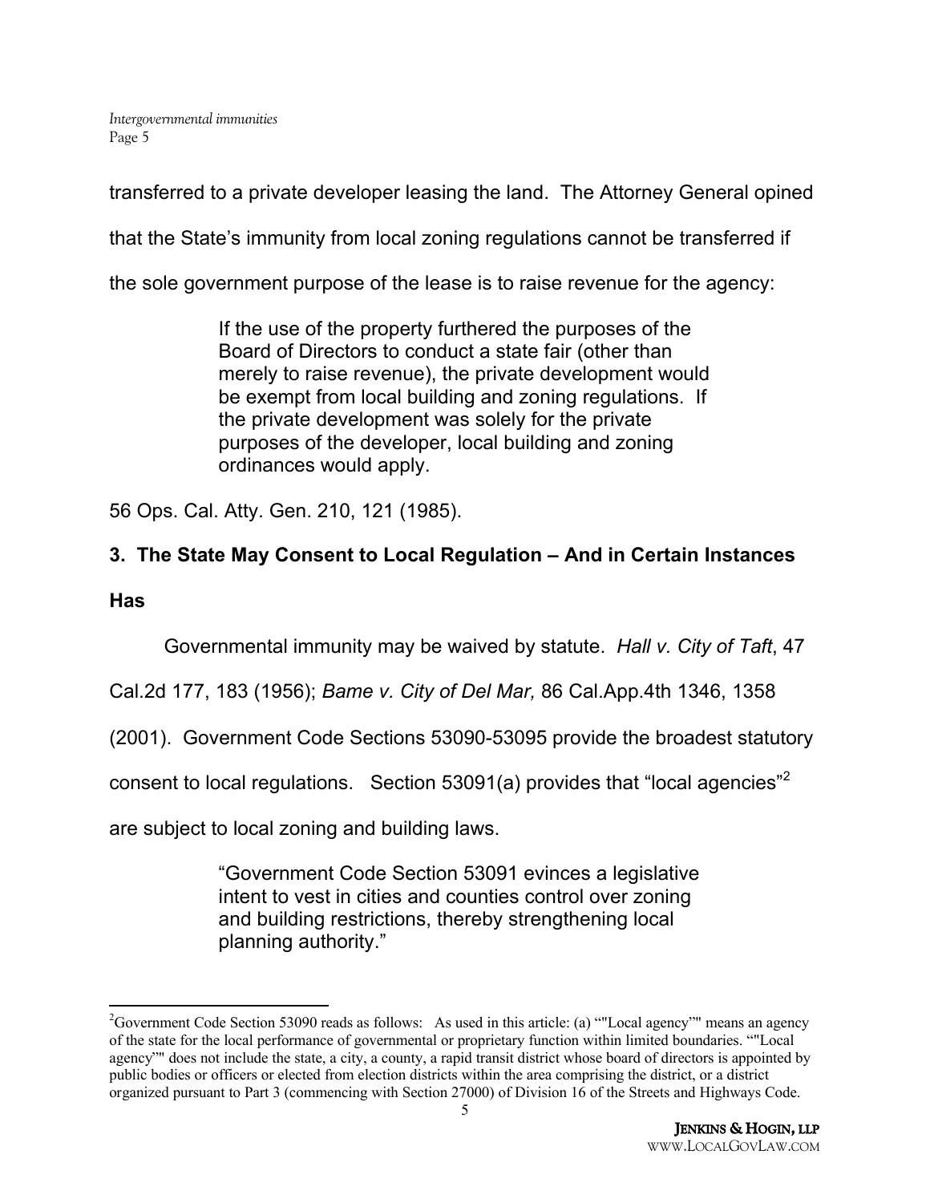transferred to a private developer leasing the land. The Attorney General opined that the State's immunity from local zoning regulations cannot be transferred if the sole government purpose of the lease is to raise revenue for the agency:

> If the use of the property furthered the purposes of the Board of Directors to conduct a state fair (other than merely to raise revenue), the private development would be exempt from local building and zoning regulations. If the private development was solely for the private purposes of the developer, local building and zoning ordinances would apply.

56 Ops. Cal. Atty. Gen. 210, 121 (1985).

### 3. The State May Consent to Local Regulation – And in Certain Instances Has

Governmental immunity may be waived by statute. *Hall v. City of Taft*, 47 Cal.2d 177, 183 (1956); *Bame v. City of Del Mar,* 86 Cal.App.4th 1346, 1358 (2001). Government Code Sections 53090-53095 provide the broadest statutory consent to local regulations. Section 53091(a) provides that "local agencies"[2] are subject to local zoning and building laws.

> "Government Code Section 53091 evinces a legislative intent to vest in cities and counties control over zoning and building restrictions, thereby strengthening local planning authority."

---

[2]Government Code Section 53090 reads as follows: As used in this article: (a) ""Local agency"" means an agency of the state for the local performance of governmental or proprietary function within limited boundaries. ""Local agency"" does not include the state, a city, a county, a rapid transit district whose board of directors is appointed by public bodies or officers or elected from election districts within the area comprising the district, or a district organized pursuant to Part 3 (commencing with Section 27000) of Division 16 of the Streets and Highways Code.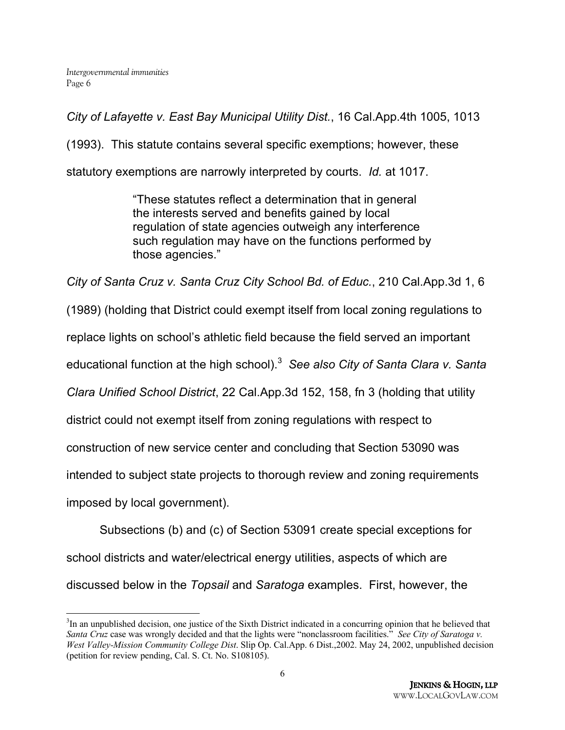*City of Lafayette v. East Bay Municipal Utility Dist.*, 16 Cal.App.4th 1005, 1013 (1993). This statute contains several specific exemptions; however, these statutory exemptions are narrowly interpreted by courts. *Id.* at 1017.

> "These statutes reflect a determination that in general the interests served and benefits gained by local regulation of state agencies outweigh any interference such regulation may have on the functions performed by those agencies."

*City of Santa Cruz v. Santa Cruz City School Bd. of Educ.*, 210 Cal.App.3d 1, 6 (1989) (holding that District could exempt itself from local zoning regulations to replace lights on school's athletic field because the field served an important educational function at the high school).[3] *See also City of Santa Clara v. Santa Clara Unified School District*, 22 Cal.App.3d 152, 158, fn 3 (holding that utility district could not exempt itself from zoning regulations with respect to construction of new service center and concluding that Section 53090 was intended to subject state projects to thorough review and zoning requirements imposed by local government).

Subsections (b) and (c) of Section 53091 create special exceptions for school districts and water/electrical energy utilities, aspects of which are discussed below in the *Topsail* and *Saratoga* examples. First, however, the

---

[3] In an unpublished decision, one justice of the Sixth District indicated in a concurring opinion that he believed that *Santa Cruz* case was wrongly decided and that the lights were "nonclassroom facilities." *See City of Saratoga v. West Valley-Mission Community College Dist*. Slip Op. Cal.App. 6 Dist.,2002. May 24, 2002, unpublished decision (petition for review pending, Cal. S. Ct. No. S108105).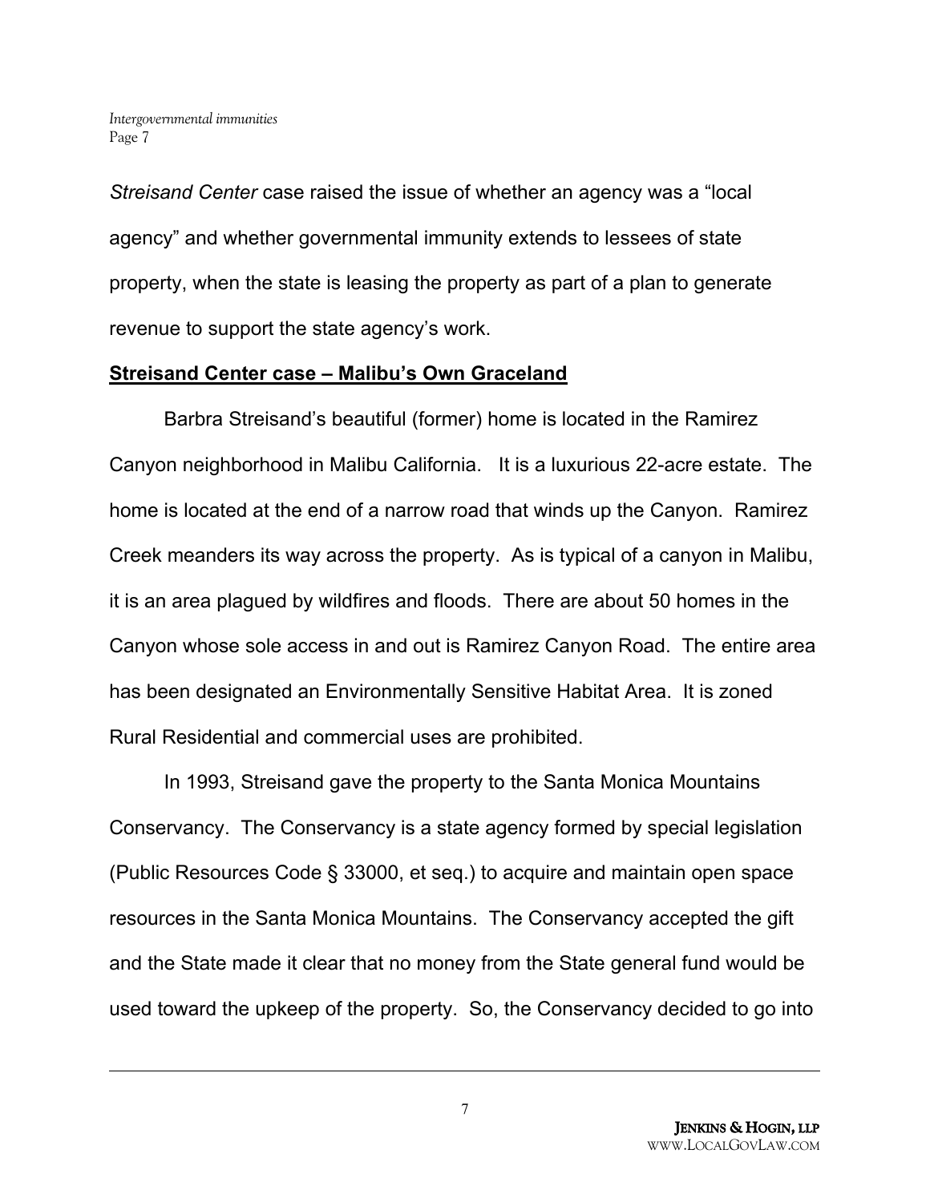*Streisand Center* case raised the issue of whether an agency was a "local agency" and whether governmental immunity extends to lessees of state property, when the state is leasing the property as part of a plan to generate revenue to support the state agency's work.

**Streisand Center case – Malibu's Own Graceland**

Barbra Streisand's beautiful (former) home is located in the Ramirez Canyon neighborhood in Malibu California. It is a luxurious 22-acre estate. The home is located at the end of a narrow road that winds up the Canyon. Ramirez Creek meanders its way across the property. As is typical of a canyon in Malibu, it is an area plagued by wildfires and floods. There are about 50 homes in the Canyon whose sole access in and out is Ramirez Canyon Road. The entire area has been designated an Environmentally Sensitive Habitat Area. It is zoned Rural Residential and commercial uses are prohibited.

In 1993, Streisand gave the property to the Santa Monica Mountains Conservancy. The Conservancy is a state agency formed by special legislation (Public Resources Code § 33000, et seq.) to acquire and maintain open space resources in the Santa Monica Mountains. The Conservancy accepted the gift and the State made it clear that no money from the State general fund would be used toward the upkeep of the property. So, the Conservancy decided to go into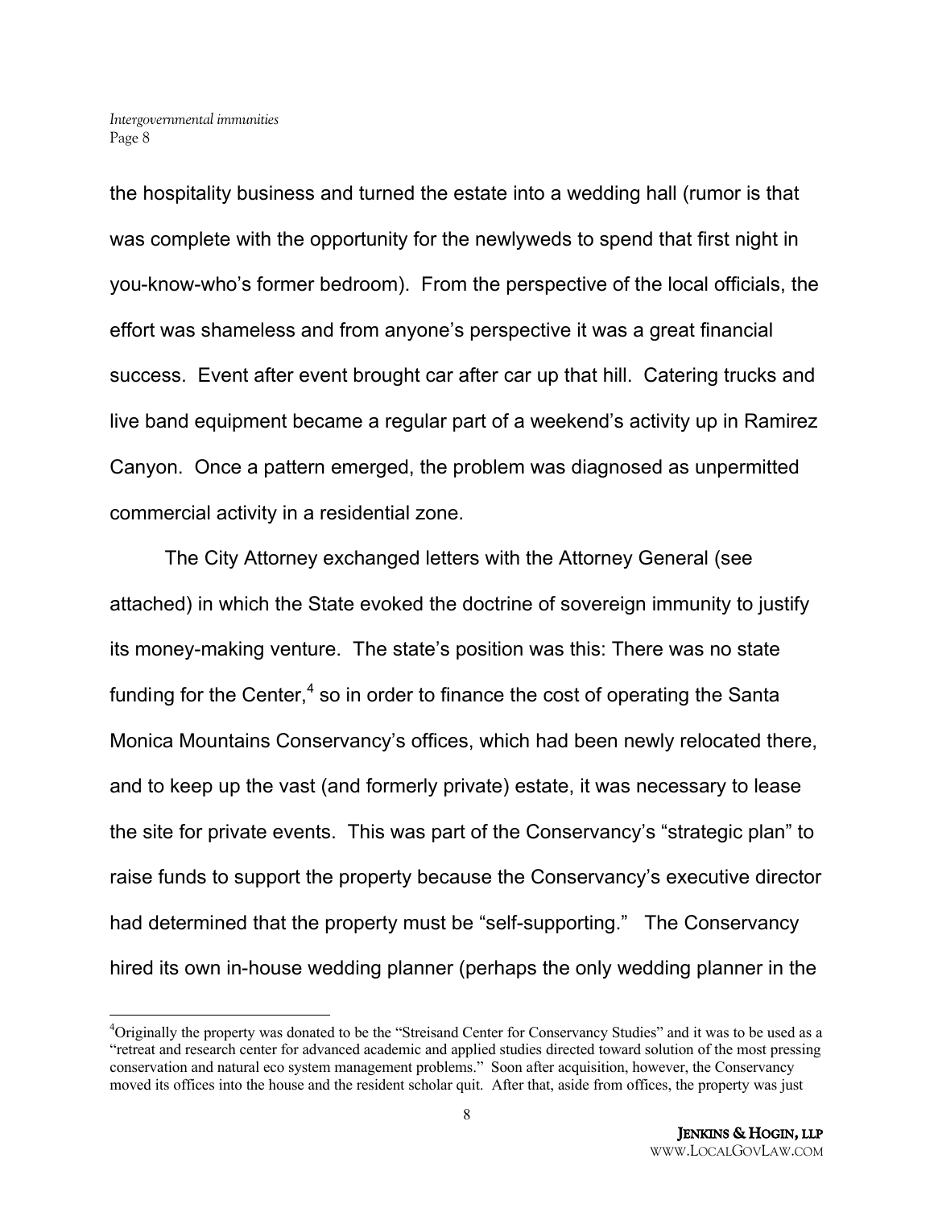the hospitality business and turned the estate into a wedding hall (rumor is that was complete with the opportunity for the newlyweds to spend that first night in you-know-who's former bedroom). From the perspective of the local officials, the effort was shameless and from anyone's perspective it was a great financial success. Event after event brought car after car up that hill. Catering trucks and live band equipment became a regular part of a weekend's activity up in Ramirez Canyon. Once a pattern emerged, the problem was diagnosed as unpermitted commercial activity in a residential zone.

The City Attorney exchanged letters with the Attorney General (see attached) in which the State evoked the doctrine of sovereign immunity to justify its money-making venture. The state's position was this: There was no state funding for the Center,[4] so in order to finance the cost of operating the Santa Monica Mountains Conservancy's offices, which had been newly relocated there, and to keep up the vast (and formerly private) estate, it was necessary to lease the site for private events. This was part of the Conservancy's "strategic plan" to raise funds to support the property because the Conservancy's executive director had determined that the property must be "self-supporting." The Conservancy hired its own in-house wedding planner (perhaps the only wedding planner in the

---

[4]Originally the property was donated to be the "Streisand Center for Conservancy Studies" and it was to be used as a "retreat and research center for advanced academic and applied studies directed toward solution of the most pressing conservation and natural eco system management problems." Soon after acquisition, however, the Conservancy moved its offices into the house and the resident scholar quit. After that, aside from offices, the property was just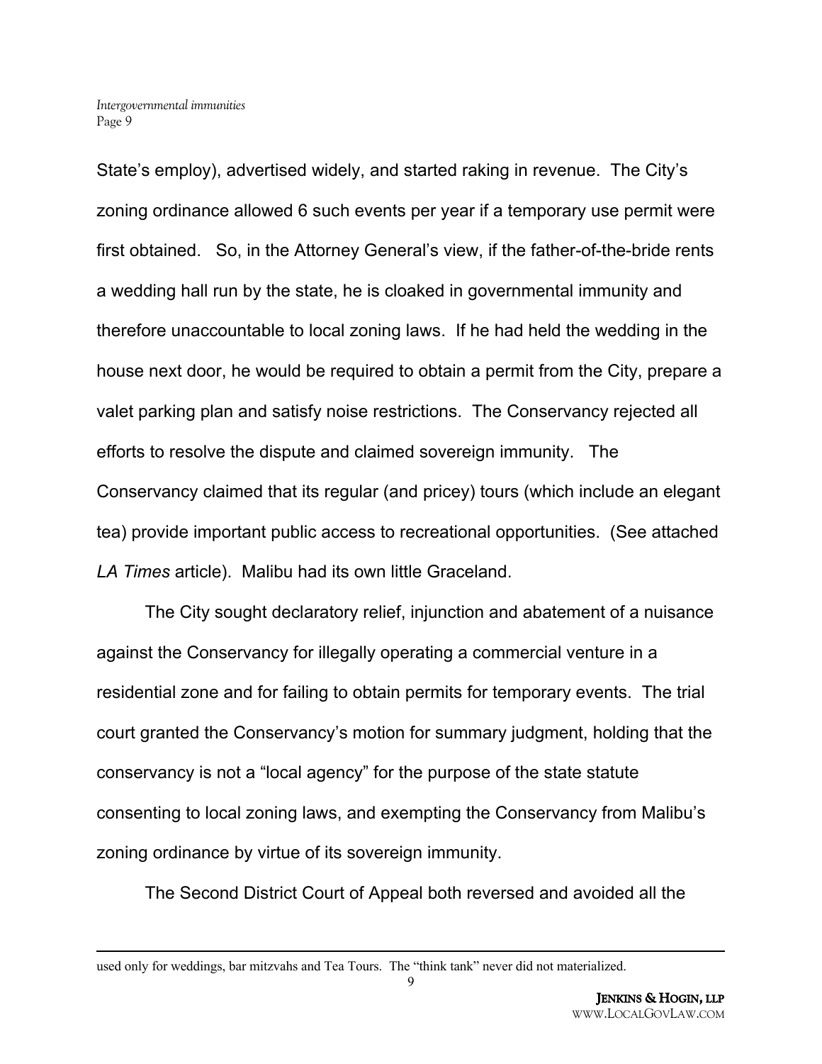State's employ), advertised widely, and started raking in revenue. The City's zoning ordinance allowed 6 such events per year if a temporary use permit were first obtained. So, in the Attorney General's view, if the father-of-the-bride rents a wedding hall run by the state, he is cloaked in governmental immunity and therefore unaccountable to local zoning laws. If he had held the wedding in the house next door, he would be required to obtain a permit from the City, prepare a valet parking plan and satisfy noise restrictions. The Conservancy rejected all efforts to resolve the dispute and claimed sovereign immunity. The Conservancy claimed that its regular (and pricey) tours (which include an elegant tea) provide important public access to recreational opportunities. (See attached *LA Times* article). Malibu had its own little Graceland.

The City sought declaratory relief, injunction and abatement of a nuisance against the Conservancy for illegally operating a commercial venture in a residential zone and for failing to obtain permits for temporary events. The trial court granted the Conservancy's motion for summary judgment, holding that the conservancy is not a "local agency" for the purpose of the state statute consenting to local zoning laws, and exempting the Conservancy from Malibu's zoning ordinance by virtue of its sovereign immunity.

The Second District Court of Appeal both reversed and avoided all the

---

used only for weddings, bar mitzvahs and Tea Tours. The "think tank" never did not materialized.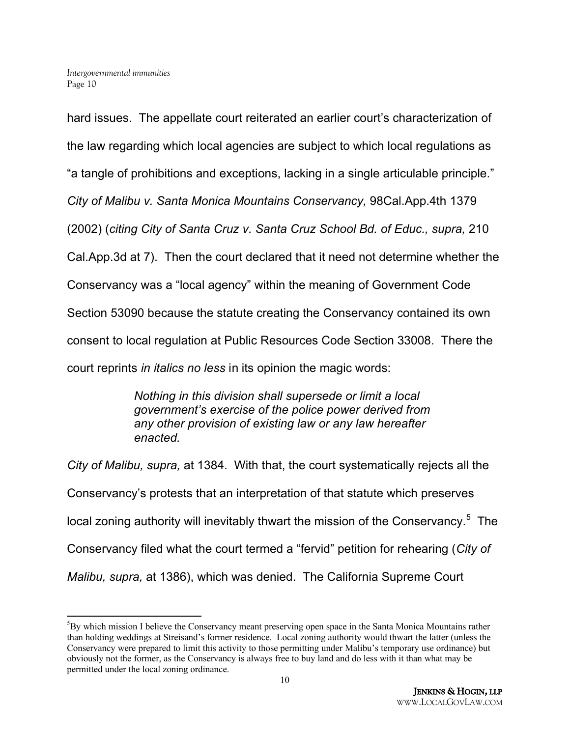hard issues. The appellate court reiterated an earlier court's characterization of the law regarding which local agencies are subject to which local regulations as "a tangle of prohibitions and exceptions, lacking in a single articulable principle." *City of Malibu v. Santa Monica Mountains Conservancy,* 98Cal.App.4th 1379 (2002) (*citing City of Santa Cruz v. Santa Cruz School Bd. of Educ., supra,* 210 Cal.App.3d at 7). Then the court declared that it need not determine whether the Conservancy was a "local agency" within the meaning of Government Code Section 53090 because the statute creating the Conservancy contained its own consent to local regulation at Public Resources Code Section 33008. There the court reprints *in italics no less* in its opinion the magic words:

> *Nothing in this division shall supersede or limit a local government's exercise of the police power derived from any other provision of existing law or any law hereafter enacted.*

*City of Malibu, supra,* at 1384. With that, the court systematically rejects all the Conservancy's protests that an interpretation of that statute which preserves local zoning authority will inevitably thwart the mission of the Conservancy.[5] The Conservancy filed what the court termed a "fervid" petition for rehearing (*City of Malibu, supra,* at 1386), which was denied. The California Supreme Court

---

[5]By which mission I believe the Conservancy meant preserving open space in the Santa Monica Mountains rather than holding weddings at Streisand's former residence. Local zoning authority would thwart the latter (unless the Conservancy were prepared to limit this activity to those permitting under Malibu's temporary use ordinance) but obviously not the former, as the Conservancy is always free to buy land and do less with it than what may be permitted under the local zoning ordinance.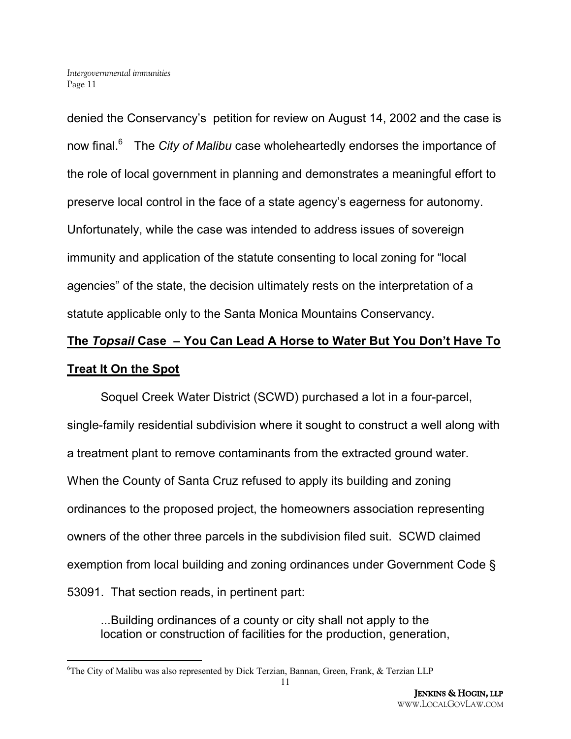denied the Conservancy's petition for review on August 14, 2002 and the case is now final.[6] The *City of Malibu* case wholeheartedly endorses the importance of the role of local government in planning and demonstrates a meaningful effort to preserve local control in the face of a state agency's eagerness for autonomy. Unfortunately, while the case was intended to address issues of sovereign immunity and application of the statute consenting to local zoning for "local agencies" of the state, the decision ultimately rests on the interpretation of a statute applicable only to the Santa Monica Mountains Conservancy.

**The *Topsail* Case – You Can Lead A Horse to Water But You Don't Have To Treat It On the Spot**

Soquel Creek Water District (SCWD) purchased a lot in a four-parcel, single-family residential subdivision where it sought to construct a well along with a treatment plant to remove contaminants from the extracted ground water. When the County of Santa Cruz refused to apply its building and zoning ordinances to the proposed project, the homeowners association representing owners of the other three parcels in the subdivision filed suit. SCWD claimed exemption from local building and zoning ordinances under Government Code § 53091. That section reads, in pertinent part:

> ...Building ordinances of a county or city shall not apply to the location or construction of facilities for the production, generation,

[6] The City of Malibu was also represented by Dick Terzian, Bannan, Green, Frank, & Terzian LLP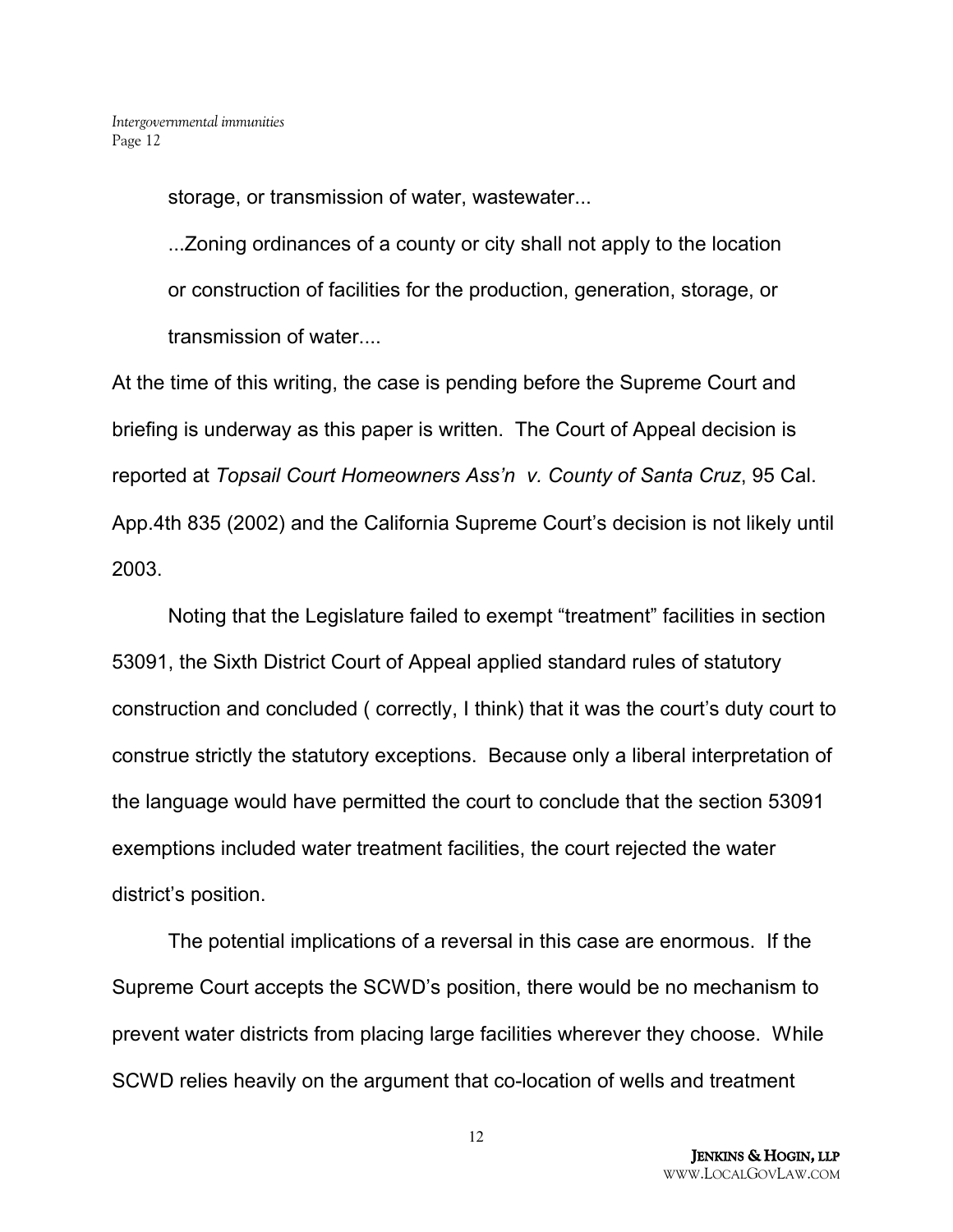storage, or transmission of water, wastewater...

...Zoning ordinances of a county or city shall not apply to the location or construction of facilities for the production, generation, storage, or transmission of water....

At the time of this writing, the case is pending before the Supreme Court and briefing is underway as this paper is written. The Court of Appeal decision is reported at *Topsail Court Homeowners Ass'n v. County of Santa Cruz*, 95 Cal. App.4th 835 (2002) and the California Supreme Court's decision is not likely until 2003.

Noting that the Legislature failed to exempt "treatment" facilities in section 53091, the Sixth District Court of Appeal applied standard rules of statutory construction and concluded ( correctly, I think) that it was the court's duty court to construe strictly the statutory exceptions. Because only a liberal interpretation of the language would have permitted the court to conclude that the section 53091 exemptions included water treatment facilities, the court rejected the water district's position.

The potential implications of a reversal in this case are enormous. If the Supreme Court accepts the SCWD's position, there would be no mechanism to prevent water districts from placing large facilities wherever they choose. While SCWD relies heavily on the argument that co-location of wells and treatment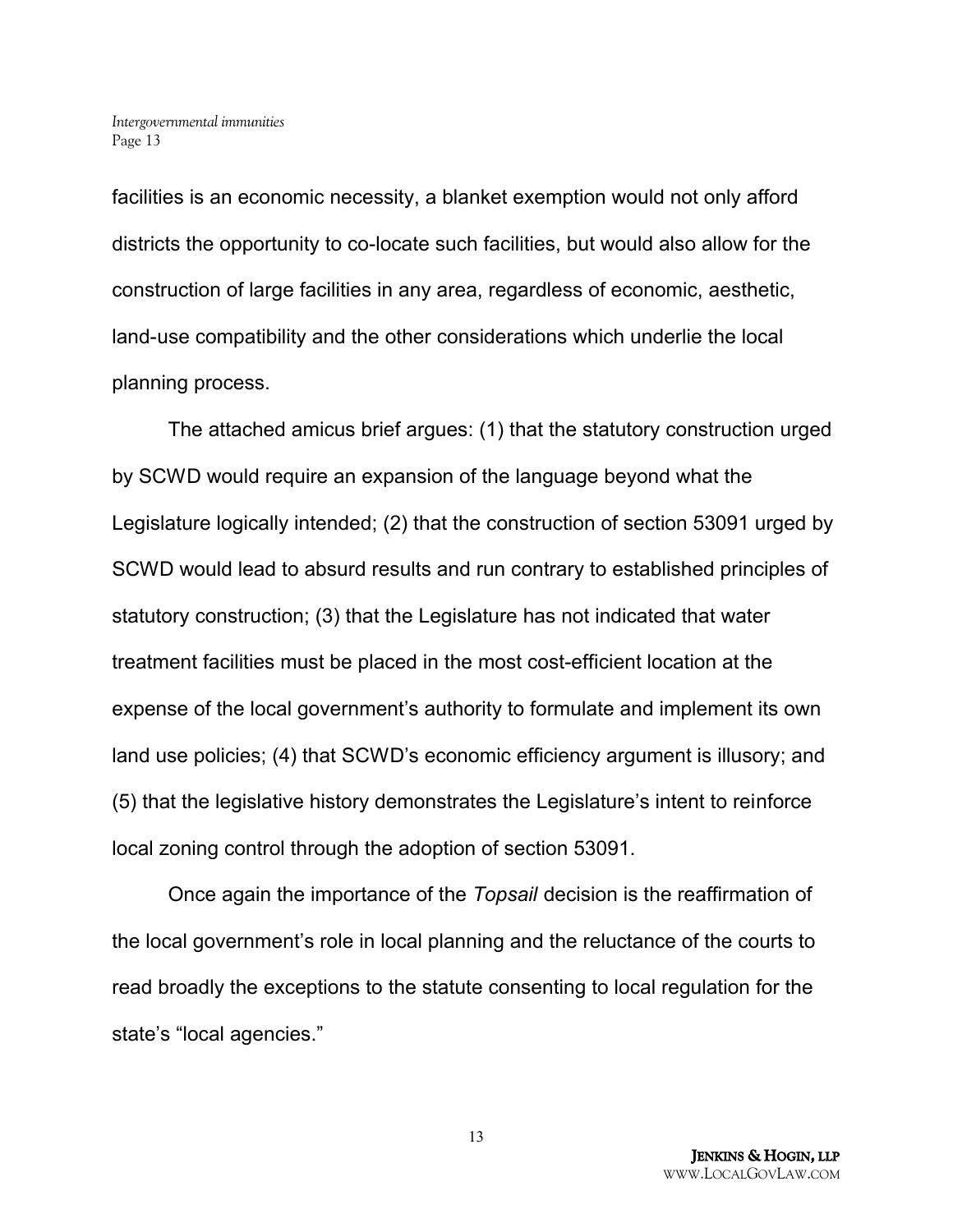facilities is an economic necessity, a blanket exemption would not only afford districts the opportunity to co-locate such facilities, but would also allow for the construction of large facilities in any area, regardless of economic, aesthetic, land-use compatibility and the other considerations which underlie the local planning process.

The attached amicus brief argues: (1) that the statutory construction urged by SCWD would require an expansion of the language beyond what the Legislature logically intended; (2) that the construction of section 53091 urged by SCWD would lead to absurd results and run contrary to established principles of statutory construction; (3) that the Legislature has not indicated that water treatment facilities must be placed in the most cost-efficient location at the expense of the local government's authority to formulate and implement its own land use policies; (4) that SCWD's economic efficiency argument is illusory; and (5) that the legislative history demonstrates the Legislature's intent to reinforce local zoning control through the adoption of section 53091.

Once again the importance of the *Topsail* decision is the reaffirmation of the local government's role in local planning and the reluctance of the courts to read broadly the exceptions to the statute consenting to local regulation for the state's "local agencies."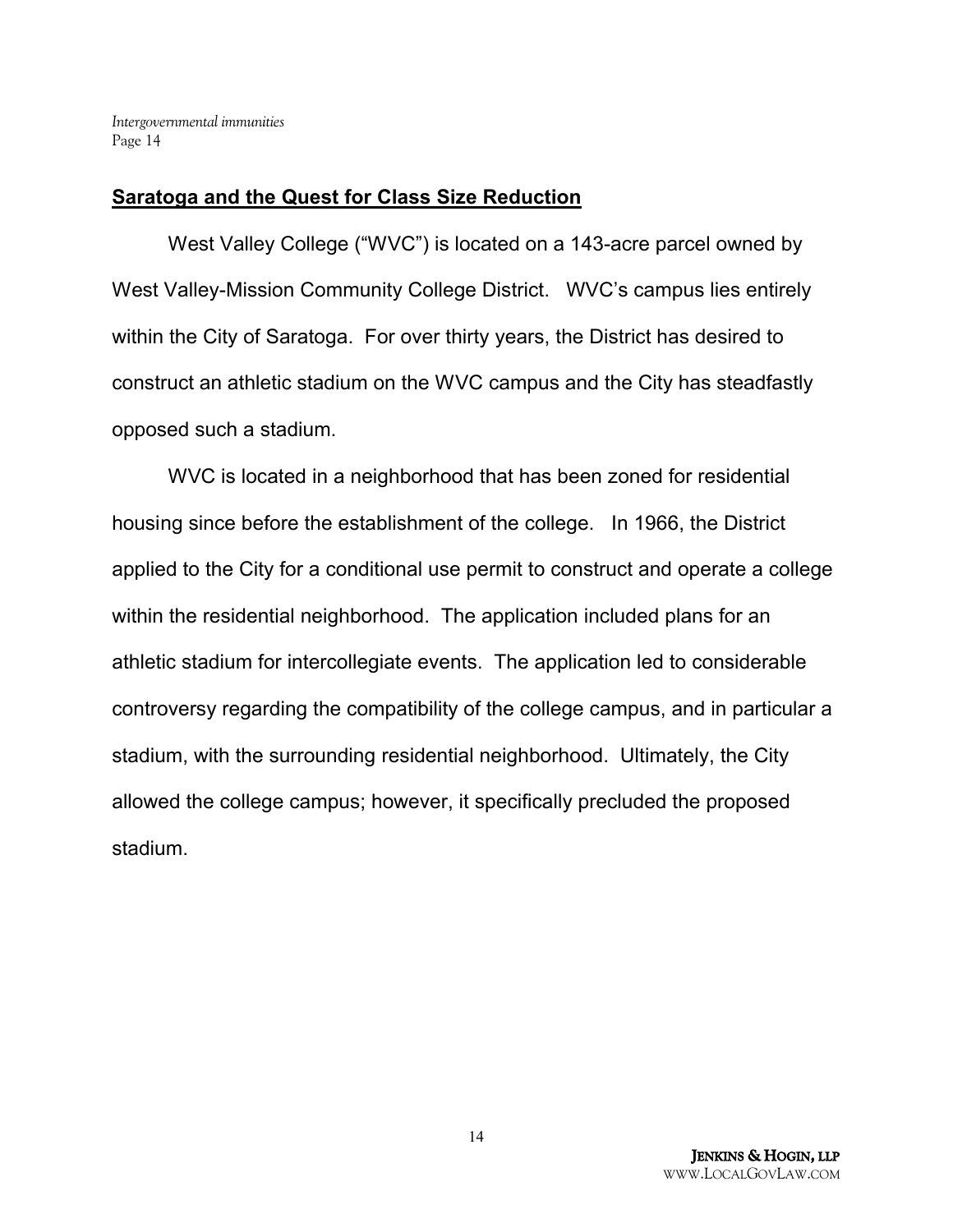## Saratoga and the Quest for Class Size Reduction

West Valley College ("WVC") is located on a 143-acre parcel owned by West Valley-Mission Community College District. WVC's campus lies entirely within the City of Saratoga. For over thirty years, the District has desired to construct an athletic stadium on the WVC campus and the City has steadfastly opposed such a stadium.

WVC is located in a neighborhood that has been zoned for residential housing since before the establishment of the college. In 1966, the District applied to the City for a conditional use permit to construct and operate a college within the residential neighborhood. The application included plans for an athletic stadium for intercollegiate events. The application led to considerable controversy regarding the compatibility of the college campus, and in particular a stadium, with the surrounding residential neighborhood. Ultimately, the City allowed the college campus; however, it specifically precluded the proposed stadium.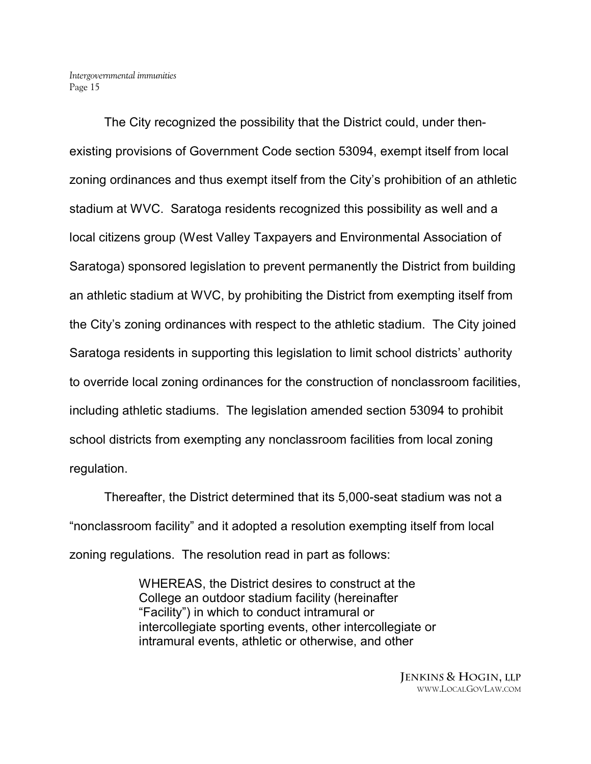The City recognized the possibility that the District could, under then-existing provisions of Government Code section 53094, exempt itself from local zoning ordinances and thus exempt itself from the City's prohibition of an athletic stadium at WVC. Saratoga residents recognized this possibility as well and a local citizens group (West Valley Taxpayers and Environmental Association of Saratoga) sponsored legislation to prevent permanently the District from building an athletic stadium at WVC, by prohibiting the District from exempting itself from the City's zoning ordinances with respect to the athletic stadium. The City joined Saratoga residents in supporting this legislation to limit school districts' authority to override local zoning ordinances for the construction of nonclassroom facilities, including athletic stadiums. The legislation amended section 53094 to prohibit school districts from exempting any nonclassroom facilities from local zoning regulation.

Thereafter, the District determined that its 5,000-seat stadium was not a "nonclassroom facility" and it adopted a resolution exempting itself from local zoning regulations. The resolution read in part as follows:

> WHEREAS, the District desires to construct at the College an outdoor stadium facility (hereinafter "Facility") in which to conduct intramural or intercollegiate sporting events, other intercollegiate or intramural events, athletic or otherwise, and other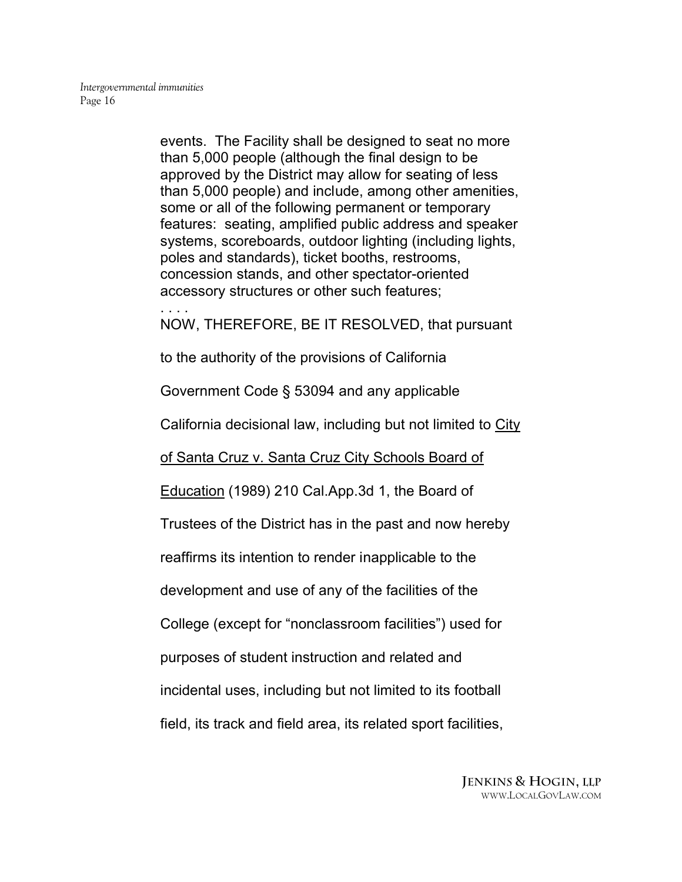events. The Facility shall be designed to seat no more than 5,000 people (although the final design to be approved by the District may allow for seating of less than 5,000 people) and include, among other amenities, some or all of the following permanent or temporary features: seating, amplified public address and speaker systems, scoreboards, outdoor lighting (including lights, poles and standards), ticket booths, restrooms, concession stands, and other spectator-oriented accessory structures or other such features;

. . . .

NOW, THEREFORE, BE IT RESOLVED, that pursuant to the authority of the provisions of California Government Code § 53094 and any applicable California decisional law, including but not limited to City of Santa Cruz v. Santa Cruz City Schools Board of Education (1989) 210 Cal.App.3d 1, the Board of Trustees of the District has in the past and now hereby reaffirms its intention to render inapplicable to the development and use of any of the facilities of the College (except for "nonclassroom facilities") used for purposes of student instruction and related and incidental uses, including but not limited to its football field, its track and field area, its related sport facilities,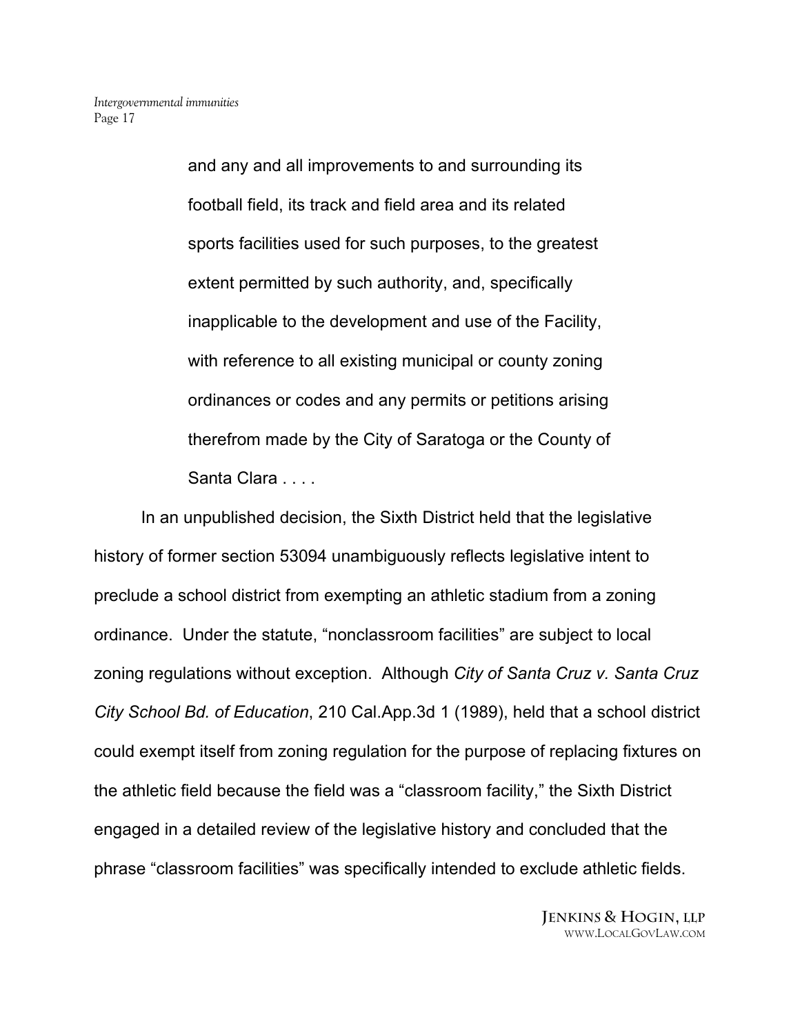> and any and all improvements to and surrounding its football field, its track and field area and its related sports facilities used for such purposes, to the greatest extent permitted by such authority, and, specifically inapplicable to the development and use of the Facility, with reference to all existing municipal or county zoning ordinances or codes and any permits or petitions arising therefrom made by the City of Saratoga or the County of Santa Clara . . . .

In an unpublished decision, the Sixth District held that the legislative history of former section 53094 unambiguously reflects legislative intent to preclude a school district from exempting an athletic stadium from a zoning ordinance. Under the statute, "nonclassroom facilities" are subject to local zoning regulations without exception. Although *City of Santa Cruz v. Santa Cruz City School Bd. of Education*, 210 Cal.App.3d 1 (1989), held that a school district could exempt itself from zoning regulation for the purpose of replacing fixtures on the athletic field because the field was a "classroom facility," the Sixth District engaged in a detailed review of the legislative history and concluded that the phrase "classroom facilities" was specifically intended to exclude athletic fields.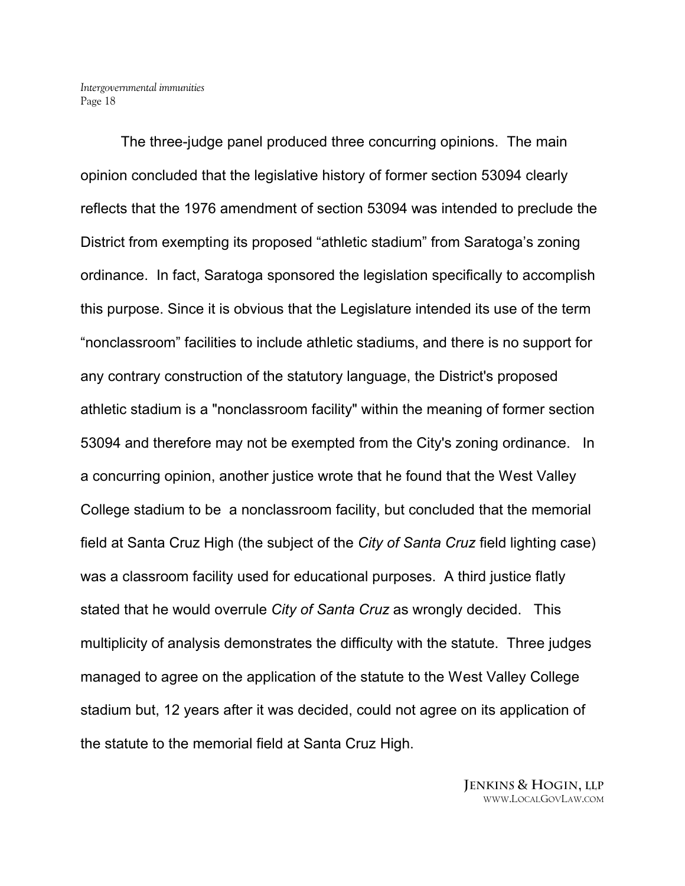The three-judge panel produced three concurring opinions. The main opinion concluded that the legislative history of former section 53094 clearly reflects that the 1976 amendment of section 53094 was intended to preclude the District from exempting its proposed “athletic stadium” from Saratoga’s zoning ordinance. In fact, Saratoga sponsored the legislation specifically to accomplish this purpose. Since it is obvious that the Legislature intended its use of the term “nonclassroom” facilities to include athletic stadiums, and there is no support for any contrary construction of the statutory language, the District's proposed athletic stadium is a "nonclassroom facility" within the meaning of former section 53094 and therefore may not be exempted from the City's zoning ordinance. In a concurring opinion, another justice wrote that he found that the West Valley College stadium to be a nonclassroom facility, but concluded that the memorial field at Santa Cruz High (the subject of the *City of Santa Cruz* field lighting case) was a classroom facility used for educational purposes. A third justice flatly stated that he would overrule *City of Santa Cruz* as wrongly decided. This multiplicity of analysis demonstrates the difficulty with the statute. Three judges managed to agree on the application of the statute to the West Valley College stadium but, 12 years after it was decided, could not agree on its application of the statute to the memorial field at Santa Cruz High.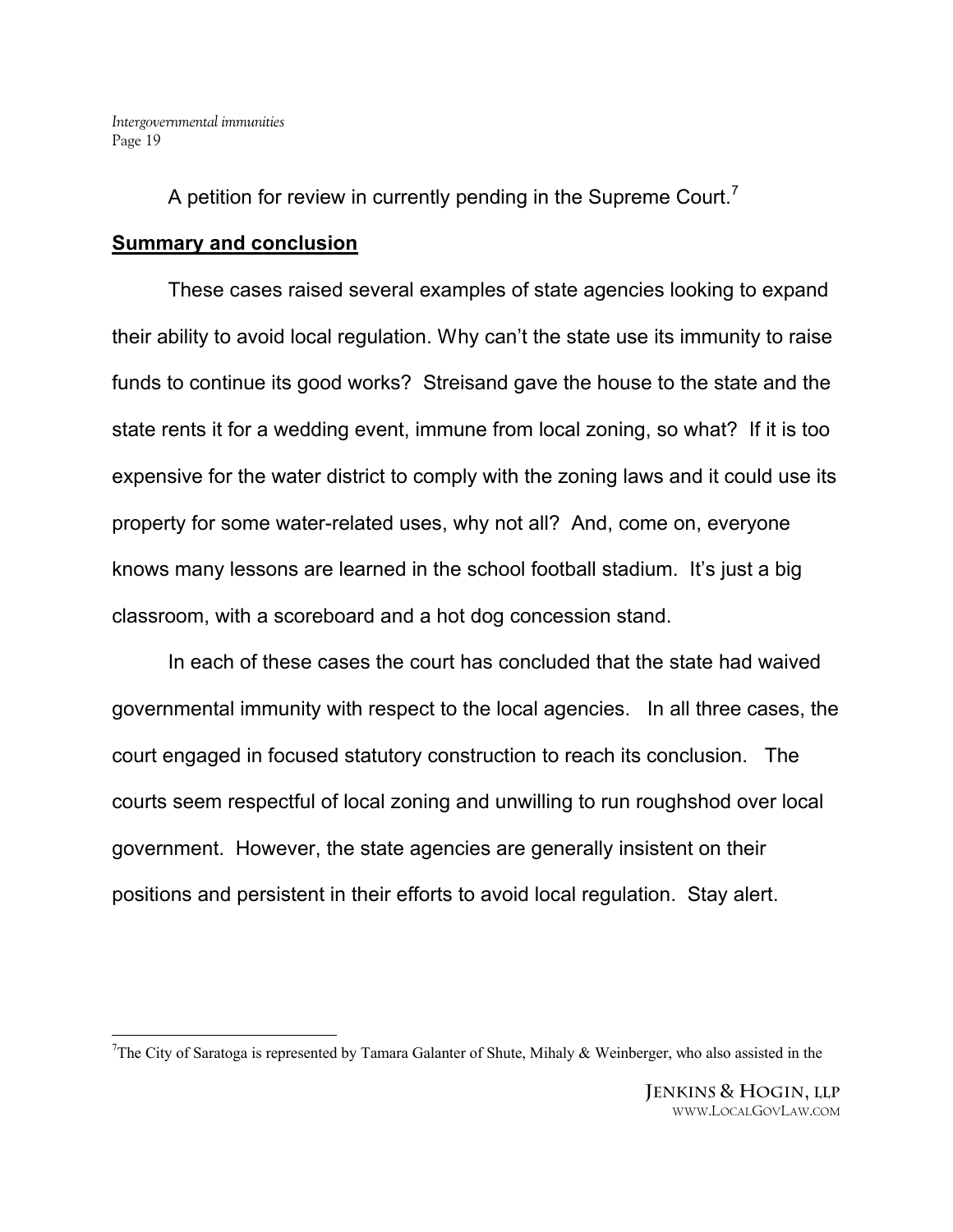A petition for review in currently pending in the Supreme Court.[7]

**Summary and conclusion**

These cases raised several examples of state agencies looking to expand their ability to avoid local regulation. Why can't the state use its immunity to raise funds to continue its good works? Streisand gave the house to the state and the state rents it for a wedding event, immune from local zoning, so what? If it is too expensive for the water district to comply with the zoning laws and it could use its property for some water-related uses, why not all? And, come on, everyone knows many lessons are learned in the school football stadium. It's just a big classroom, with a scoreboard and a hot dog concession stand.

In each of these cases the court has concluded that the state had waived governmental immunity with respect to the local agencies. In all three cases, the court engaged in focused statutory construction to reach its conclusion. The courts seem respectful of local zoning and unwilling to run roughshod over local government. However, the state agencies are generally insistent on their positions and persistent in their efforts to avoid local regulation. Stay alert.

---

[7] The City of Saratoga is represented by Tamara Galanter of Shute, Mihaly & Weinberger, who also assisted in the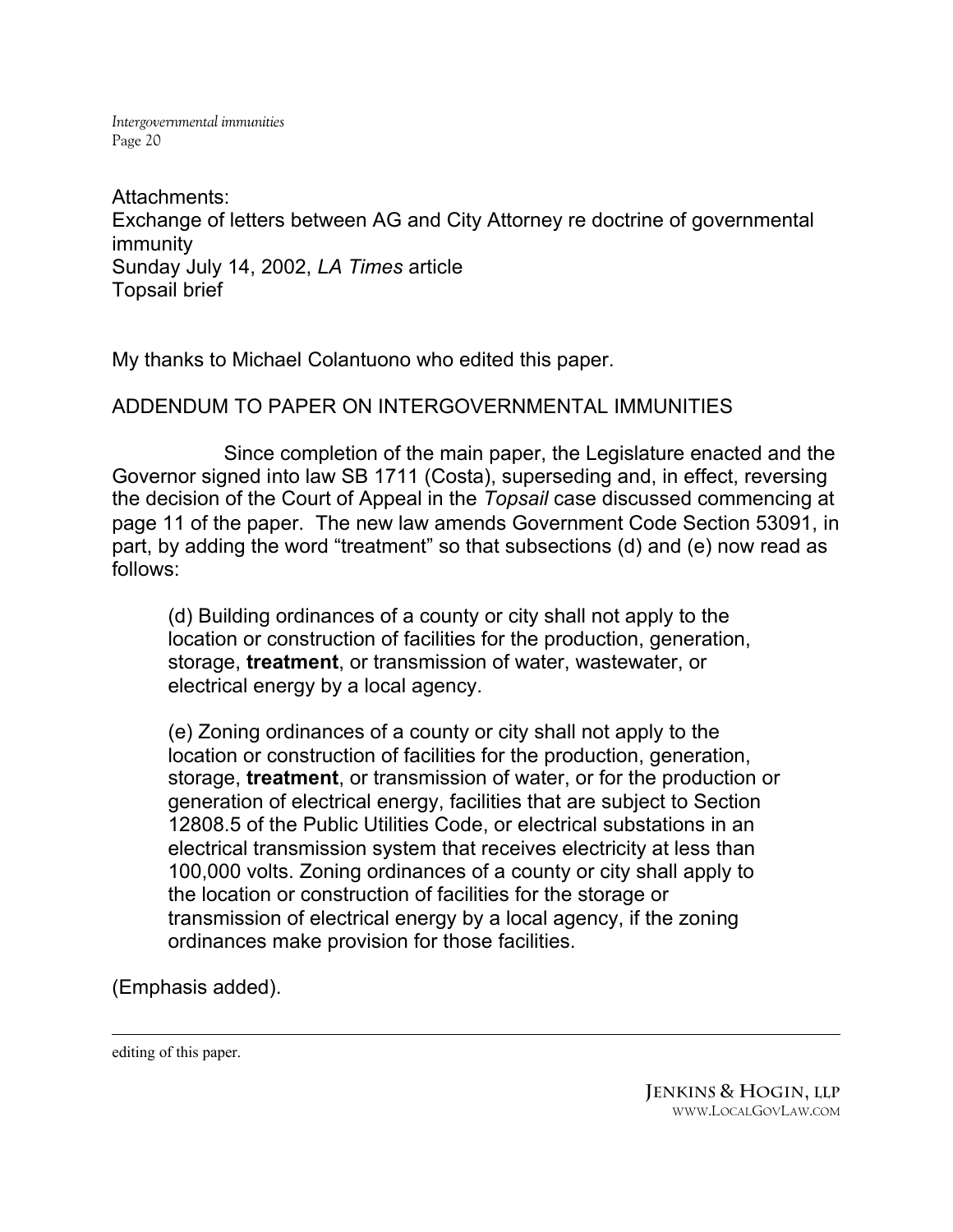Attachments:
Exchange of letters between AG and City Attorney re doctrine of governmental immunity
Sunday July 14, 2002, *LA Times* article
Topsail brief

My thanks to Michael Colantuono who edited this paper.

ADDENDUM TO PAPER ON INTERGOVERNMENTAL IMMUNITIES

Since completion of the main paper, the Legislature enacted and the Governor signed into law SB 1711 (Costa), superseding and, in effect, reversing the decision of the Court of Appeal in the *Topsail* case discussed commencing at page 11 of the paper. The new law amends Government Code Section 53091, in part, by adding the word "treatment" so that subsections (d) and (e) now read as follows:

> (d) Building ordinances of a county or city shall not apply to the location or construction of facilities for the production, generation, storage, **treatment**, or transmission of water, wastewater, or electrical energy by a local agency.
>
> (e) Zoning ordinances of a county or city shall not apply to the location or construction of facilities for the production, generation, storage, **treatment**, or transmission of water, or for the production or generation of electrical energy, facilities that are subject to Section 12808.5 of the Public Utilities Code, or electrical substations in an electrical transmission system that receives electricity at less than 100,000 volts. Zoning ordinances of a county or city shall apply to the location or construction of facilities for the storage or transmission of electrical energy by a local agency, if the zoning ordinances make provision for those facilities.

(Emphasis added).

---

editing of this paper.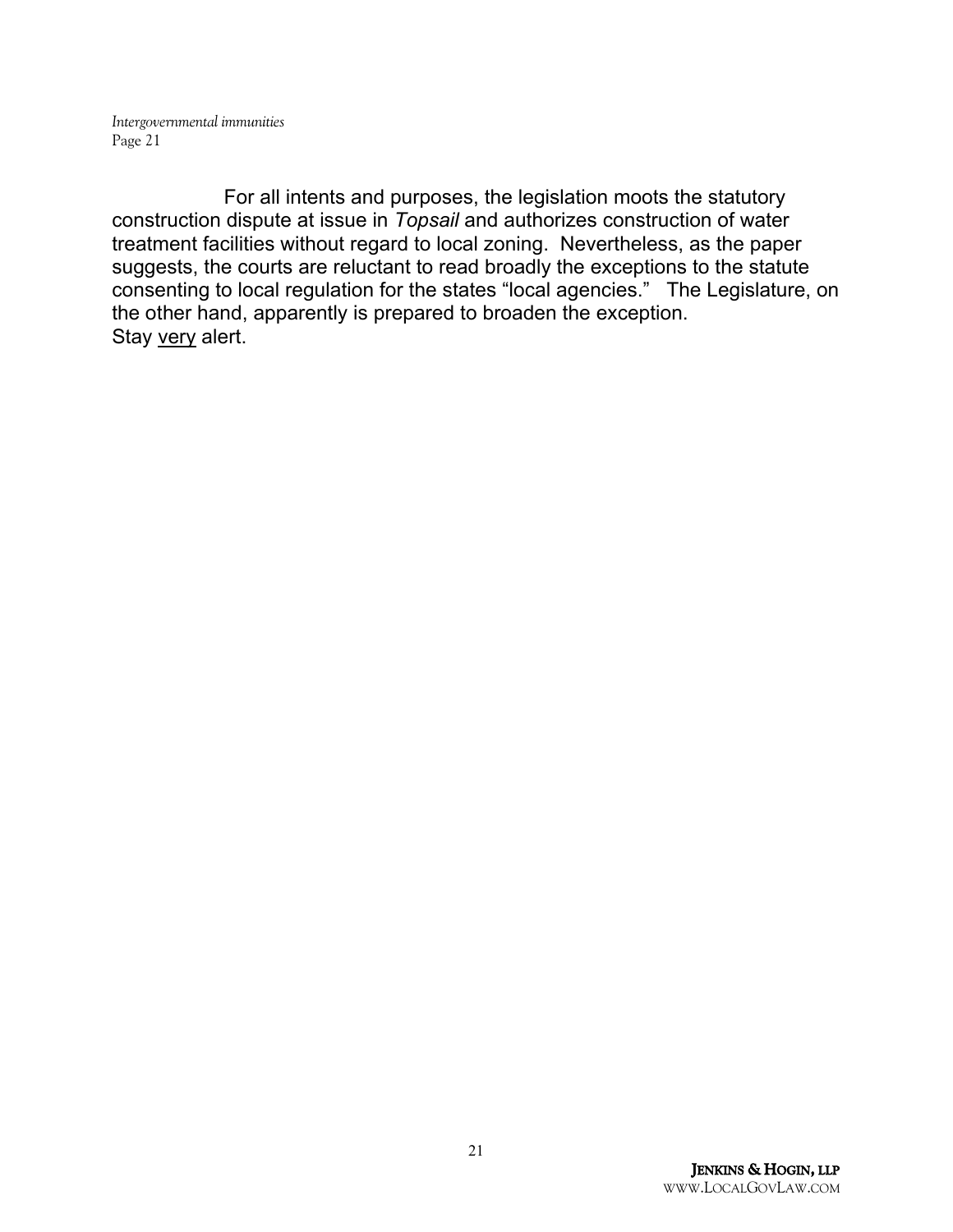For all intents and purposes, the legislation moots the statutory construction dispute at issue in *Topsail* and authorizes construction of water treatment facilities without regard to local zoning. Nevertheless, as the paper suggests, the courts are reluctant to read broadly the exceptions to the statute consenting to local regulation for the states "local agencies." The Legislature, on the other hand, apparently is prepared to broaden the exception.
Stay <u>very</u> alert.